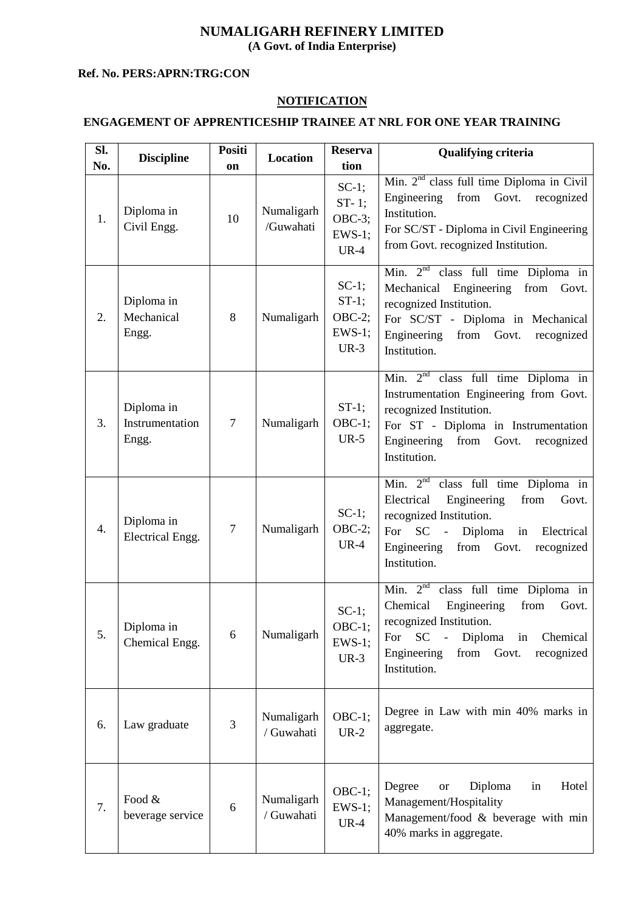# NUMALIGARH REFINERY LIMITED

**(A Govt. of India Enterprise)**

**Ref. No. PERS:APRN:TRG:CON**

## NOTIFICATION

### ENGAGEMENT OF APPRENTICESHIP TRAINEE AT NRL FOR ONE YEAR TRAINING

| Sl. No. | Discipline | Position | Location | Reservation | Qualifying criteria |
|---|---|---|---|---|---|
| 1. | Diploma in Civil Engg. | 10 | Numaligarh /Guwahati | SC-1; ST- 1; OBC-3; EWS-1; UR-4 | Min. 2nd class full time Diploma in Civil Engineering from Govt. recognized Institution. For SC/ST - Diploma in Civil Engineering from Govt. recognized Institution. |
| 2. | Diploma in Mechanical Engg. | 8 | Numaligarh | SC-1; ST-1; OBC-2; EWS-1; UR-3 | Min. 2nd class full time Diploma in Mechanical Engineering from Govt. recognized Institution. For SC/ST - Diploma in Mechanical Engineering from Govt. recognized Institution. |
| 3. | Diploma in Instrumentation Engg. | 7 | Numaligarh | ST-1; OBC-1; UR-5 | Min. 2nd class full time Diploma in Instrumentation Engineering from Govt. recognized Institution. For ST - Diploma in Instrumentation Engineering from Govt. recognized Institution. |
| 4. | Diploma in Electrical Engg. | 7 | Numaligarh | SC-1; OBC-2; UR-4 | Min. 2nd class full time Diploma in Electrical Engineering from Govt. recognized Institution. For SC - Diploma in Electrical Engineering from Govt. recognized Institution. |
| 5. | Diploma in Chemical Engg. | 6 | Numaligarh | SC-1; OBC-1; EWS-1; UR-3 | Min. 2nd class full time Diploma in Chemical Engineering from Govt. recognized Institution. For SC - Diploma in Chemical Engineering from Govt. recognized Institution. |
| 6. | Law graduate | 3 | Numaligarh / Guwahati | OBC-1; UR-2 | Degree in Law with min 40% marks in aggregate. |
| 7. | Food & beverage service | 6 | Numaligarh / Guwahati | OBC-1; EWS-1; UR-4 | Degree or Diploma in Hotel Management/Hospitality Management/food & beverage with min 40% marks in aggregate. |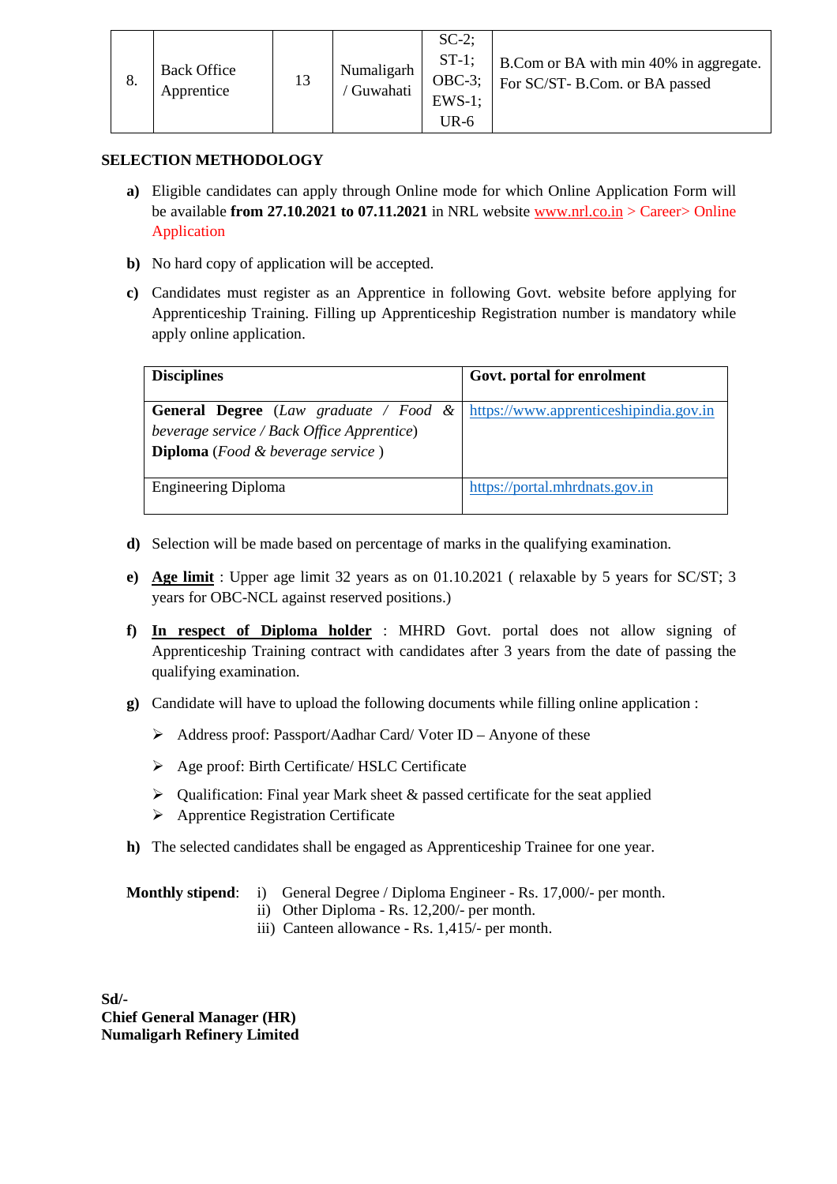| | | | | | |
|---|---|---|---|---|---|
| 8. | Back Office Apprentice | 13 | Numaligarh / Guwahati | SC-2; ST-1; OBC-3; EWS-1; UR-6 | B.Com or BA with min 40% in aggregate. For SC/ST- B.Com. or BA passed |

## SELECTION METHODOLOGY

**a)** Eligible candidates can apply through Online mode for which Online Application Form will be available **from 27.10.2021 to 07.11.2021** in NRL website www.nrl.co.in > Career> Online Application

**b)** No hard copy of application will be accepted.

**c)** Candidates must register as an Apprentice in following Govt. website before applying for Apprenticeship Training. Filling up Apprenticeship Registration number is mandatory while apply online application.

| **Disciplines** | **Govt. portal for enrolment** |
|---|---|
| **General Degree** (*Law graduate / Food & beverage service / Back Office Apprentice*) **Diploma** (*Food & beverage service* ) | https://www.apprenticeshipindia.gov.in |
| Engineering Diploma | https://portal.mhrdnats.gov.in |

**d)** Selection will be made based on percentage of marks in the qualifying examination.

**e)** **Age limit** : Upper age limit 32 years as on 01.10.2021 ( relaxable by 5 years for SC/ST; 3 years for OBC-NCL against reserved positions.)

**f)** **In respect of Diploma holder** : MHRD Govt. portal does not allow signing of Apprenticeship Training contract with candidates after 3 years from the date of passing the qualifying examination.

**g)** Candidate will have to upload the following documents while filling online application :

- Address proof: Passport/Aadhar Card/ Voter ID – Anyone of these
- Age proof: Birth Certificate/ HSLC Certificate
- Qualification: Final year Mark sheet & passed certificate for the seat applied
- Apprentice Registration Certificate

**h)** The selected candidates shall be engaged as Apprenticeship Trainee for one year.

**Monthly stipend**:
i) General Degree / Diploma Engineer - Rs. 17,000/- per month.
ii) Other Diploma - Rs. 12,200/- per month.
iii) Canteen allowance - Rs. 1,415/- per month.

**Sd/-**
**Chief General Manager (HR)**
**Numaligarh Refinery Limited**